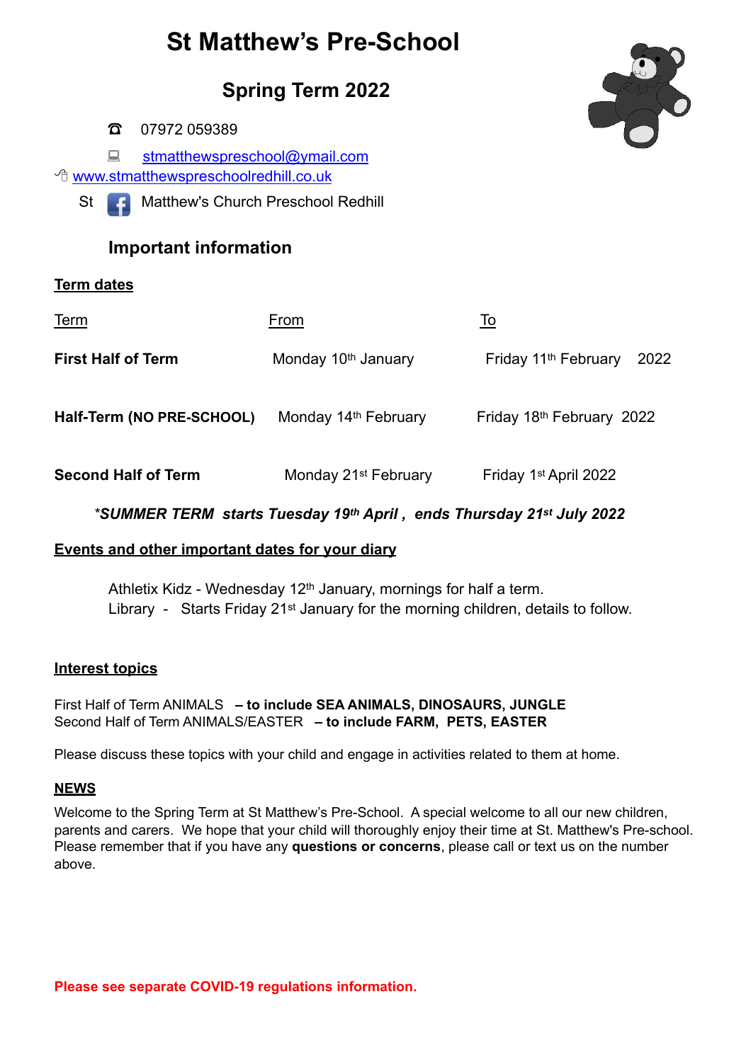# St Matthew's Pre-School

## Spring Term 2022

☎ 07972 059389

stmatthewspreschool@ymail.com

www.stmatthewspreschoolredhill.co.uk

St Matthew's Church Preschool Redhill

### Important information

**Term dates**

| Term | From | To |
|---|---|---|
| **First Half of Term** | Monday 10th January | Friday 11th February 2022 |
| **Half-Term (NO PRE-SCHOOL)** | Monday 14th February | Friday 18th February 2022 |
| **Second Half of Term** | Monday 21st February | Friday 1st April 2022 |

***SUMMER TERM starts Tuesday 19th April , ends Thursday 21st July 2022***

**Events and other important dates for your diary**

Athletix Kidz - Wednesday 12th January, mornings for half a term.
Library - Starts Friday 21st January for the morning children, details to follow.

**Interest topics**

First Half of Term ANIMALS **– to include SEA ANIMALS, DINOSAURS, JUNGLE**
Second Half of Term ANIMALS/EASTER **– to include FARM, PETS, EASTER**

Please discuss these topics with your child and engage in activities related to them at home.

**NEWS**

Welcome to the Spring Term at St Matthew's Pre-School. A special welcome to all our new children, parents and carers. We hope that your child will thoroughly enjoy their time at St. Matthew's Pre-school. Please remember that if you have any **questions or concerns**, please call or text us on the number above.

**Please see separate COVID-19 regulations information.**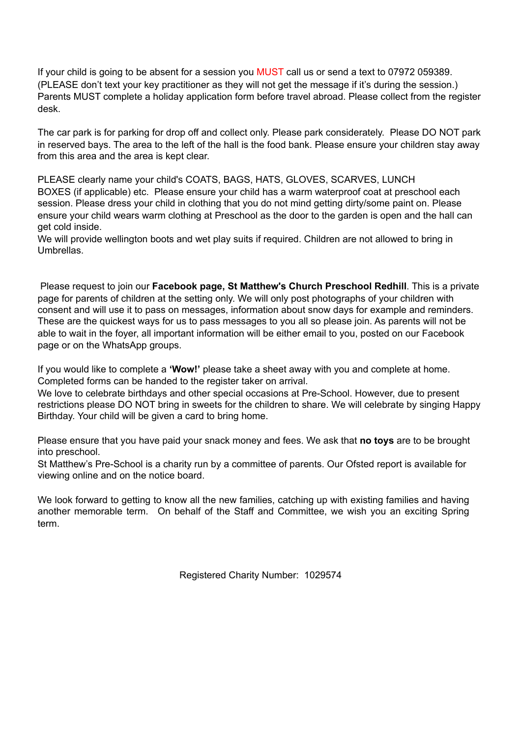If your child is going to be absent for a session you MUST call us or send a text to 07972 059389. (PLEASE don't text your key practitioner as they will not get the message if it's during the session.) Parents MUST complete a holiday application form before travel abroad. Please collect from the register desk.

The car park is for parking for drop off and collect only. Please park considerately. Please DO NOT park in reserved bays. The area to the left of the hall is the food bank. Please ensure your children stay away from this area and the area is kept clear.

PLEASE clearly name your child's COATS, BAGS, HATS, GLOVES, SCARVES, LUNCH BOXES (if applicable) etc. Please ensure your child has a warm waterproof coat at preschool each session. Please dress your child in clothing that you do not mind getting dirty/some paint on. Please ensure your child wears warm clothing at Preschool as the door to the garden is open and the hall can get cold inside.
We will provide wellington boots and wet play suits if required. Children are not allowed to bring in Umbrellas.

Please request to join our **Facebook page, St Matthew's Church Preschool Redhill**. This is a private page for parents of children at the setting only. We will only post photographs of your children with consent and will use it to pass on messages, information about snow days for example and reminders. These are the quickest ways for us to pass messages to you all so please join. As parents will not be able to wait in the foyer, all important information will be either email to you, posted on our Facebook page or on the WhatsApp groups.

If you would like to complete a **'Wow!'** please take a sheet away with you and complete at home. Completed forms can be handed to the register taker on arrival.
We love to celebrate birthdays and other special occasions at Pre-School. However, due to present restrictions please DO NOT bring in sweets for the children to share. We will celebrate by singing Happy Birthday. Your child will be given a card to bring home.

Please ensure that you have paid your snack money and fees. We ask that **no toys** are to be brought into preschool.
St Matthew's Pre-School is a charity run by a committee of parents. Our Ofsted report is available for viewing online and on the notice board.

We look forward to getting to know all the new families, catching up with existing families and having another memorable term. On behalf of the Staff and Committee, we wish you an exciting Spring term.

Registered Charity Number: 1029574